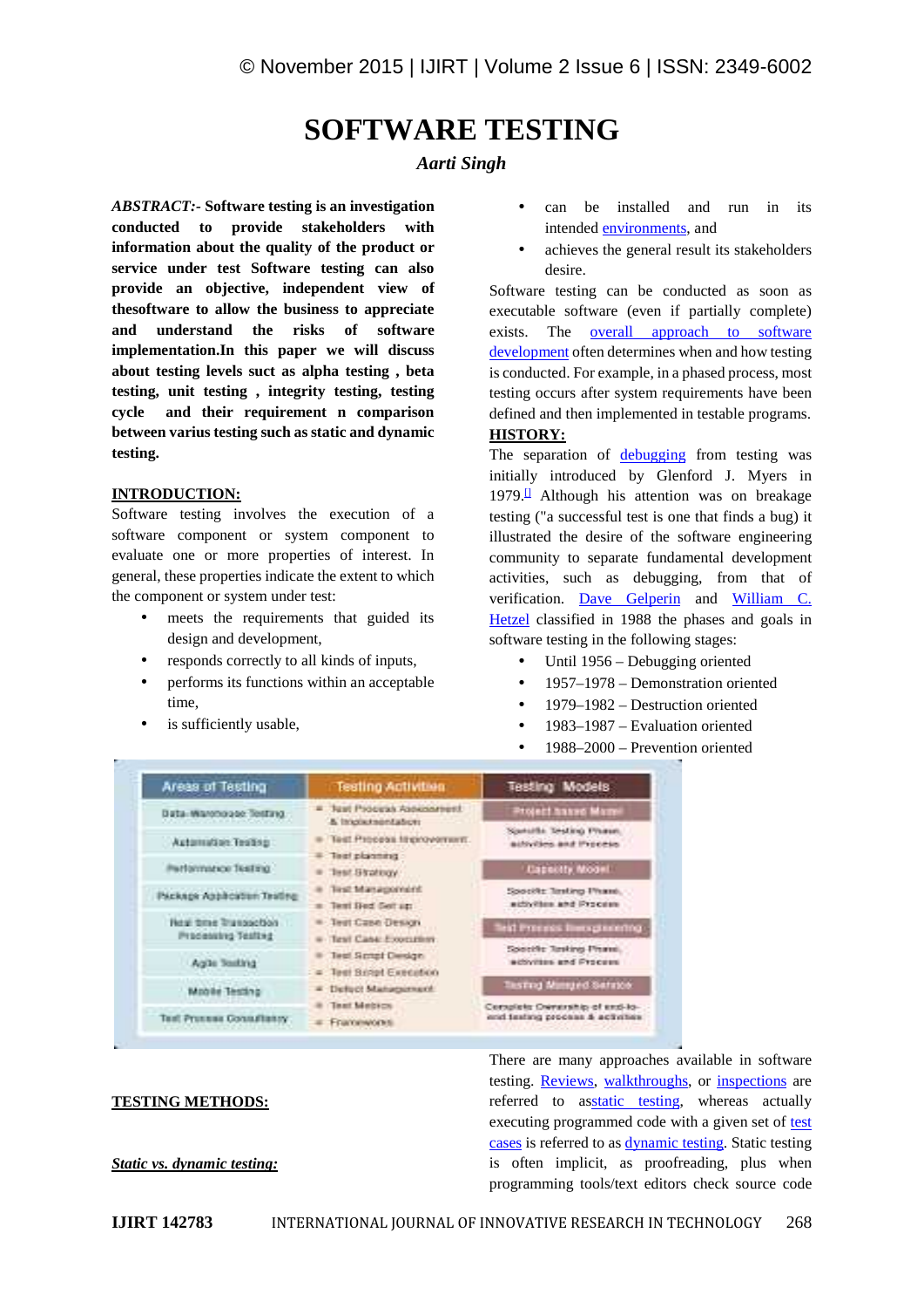# SOFTWARE TESTING

*Aarti Singh*

***ABSTRACT:-*** **Software testing is an investigation conducted to provide stakeholders with information about the quality of the product or service under test Software testing can also provide an objective, independent view of thesoftware to allow the business to appreciate and understand the risks of software implementation.In this paper we will discuss about testing levels suct as alpha testing , beta testing, unit testing , integrity testing, testing cycle and their requirement n comparison between varius testing such as static and dynamic testing.**

## INTRODUCTION:

Software testing involves the execution of a software component or system component to evaluate one or more properties of interest. In general, these properties indicate the extent to which the component or system under test:

- meets the requirements that guided its design and development,
- responds correctly to all kinds of inputs,
- performs its functions within an acceptable time,
- is sufficiently usable,
- can be installed and run in its intended environments, and
- achieves the general result its stakeholders desire.

Software testing can be conducted as soon as executable software (even if partially complete) exists. The overall approach to software development often determines when and how testing is conducted. For example, in a phased process, most testing occurs after system requirements have been defined and then implemented in testable programs.

## HISTORY:

The separation of debugging from testing was initially introduced by Glenford J. Myers in 1979.[] Although his attention was on breakage testing ("a successful test is one that finds a bug) it illustrated the desire of the software engineering community to separate fundamental development activities, such as debugging, from that of verification. Dave Gelperin and William C. Hetzel classified in 1988 the phases and goals in software testing in the following stages:

- Until 1956 – Debugging oriented
- 1957–1978 – Demonstration oriented
- 1979–1982 – Destruction oriented
- 1983–1987 – Evaluation oriented
- 1988–2000 – Prevention oriented

| Areas of Testing | Testing Activities | Testing Models |
|---|---|---|
| Data-Warehouse Testing | Test Process Assessment & Implementation | **Project based Model** |
| Automation Testing | Test Process Improvement | Specific Testing Phase, activities and Process |
| Performance Testing | Test planning | |
| | Test Strategy | **Capacity Model** |
| Package Application Testing | Test Management | Specific Testing Phase, activities and Process |
| | Test Bed Set up | |
| Real time Transaction Processing Testing | Test Case Design | **Test Process Reengineering** |
| | Test Case Execution | |
| Agile Testing | Test Script Design | Specific Testing Phase, activities and Process |
| | Test Script Execution | |
| Mobile Testing | Defect Management | **Testing Managed Service** |
| | Test Metrics | |
| Test Process Consultancy | Frameworks | Complete Ownership of end-to-end testing process & activities |

## TESTING METHODS:

### *Static vs. dynamic testing:*

There are many approaches available in software testing. Reviews, walkthroughs, or inspections are referred to asstatic testing, whereas actually executing programmed code with a given set of test cases is referred to as dynamic testing. Static testing is often implicit, as proofreading, plus when programming tools/text editors check source code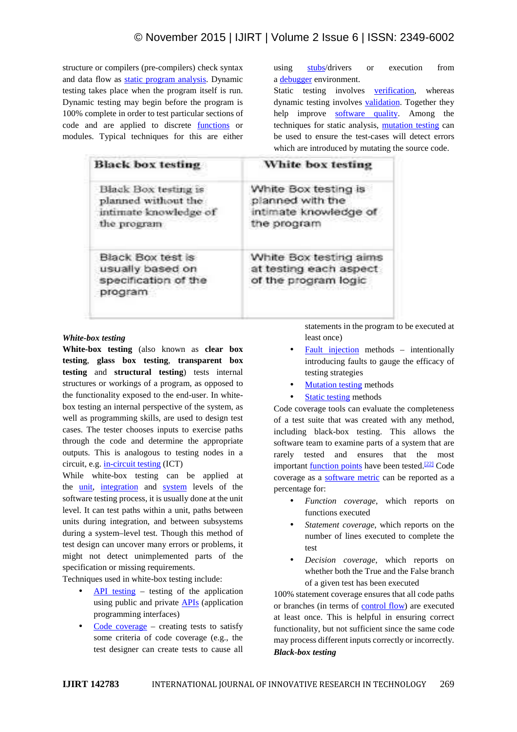structure or compilers (pre-compilers) check syntax and data flow as static program analysis. Dynamic testing takes place when the program itself is run. Dynamic testing may begin before the program is 100% complete in order to test particular sections of code and are applied to discrete functions or modules. Typical techniques for this are either using stubs/drivers or execution from a debugger environment.

Static testing involves verification, whereas dynamic testing involves validation. Together they help improve software quality. Among the techniques for static analysis, mutation testing can be used to ensure the test-cases will detect errors which are introduced by mutating the source code.

| Black box testing | White box testing |
|---|---|
| Black Box testing is planned without the intimate knowledge of the program | White Box testing is planned with the intimate knowledge of the program |
| Black Box test is usually based on specification of the program | White Box testing aims at testing each aspect of the program logic |

***White-box testing***

**White-box testing** (also known as **clear box testing**, **glass box testing**, **transparent box testing** and **structural testing**) tests internal structures or workings of a program, as opposed to the functionality exposed to the end-user. In white-box testing an internal perspective of the system, as well as programming skills, are used to design test cases. The tester chooses inputs to exercise paths through the code and determine the appropriate outputs. This is analogous to testing nodes in a circuit, e.g. in-circuit testing (ICT)

While white-box testing can be applied at the unit, integration and system levels of the software testing process, it is usually done at the unit level. It can test paths within a unit, paths between units during integration, and between subsystems during a system–level test. Though this method of test design can uncover many errors or problems, it might not detect unimplemented parts of the specification or missing requirements.

Techniques used in white-box testing include:

- API testing – testing of the application using public and private APIs (application programming interfaces)
- Code coverage – creating tests to satisfy some criteria of code coverage (e.g., the test designer can create tests to cause all statements in the program to be executed at least once)
- Fault injection methods – intentionally introducing faults to gauge the efficacy of testing strategies
- Mutation testing methods
- Static testing methods

Code coverage tools can evaluate the completeness of a test suite that was created with any method, including black-box testing. This allows the software team to examine parts of a system that are rarely tested and ensures that the most important function points have been tested.[22] Code coverage as a software metric can be reported as a percentage for:

- *Function coverage*, which reports on functions executed
- *Statement coverage*, which reports on the number of lines executed to complete the test
- *Decision coverage*, which reports on whether both the True and the False branch of a given test has been executed

100% statement coverage ensures that all code paths or branches (in terms of control flow) are executed at least once. This is helpful in ensuring correct functionality, but not sufficient since the same code may process different inputs correctly or incorrectly.

***Black-box testing***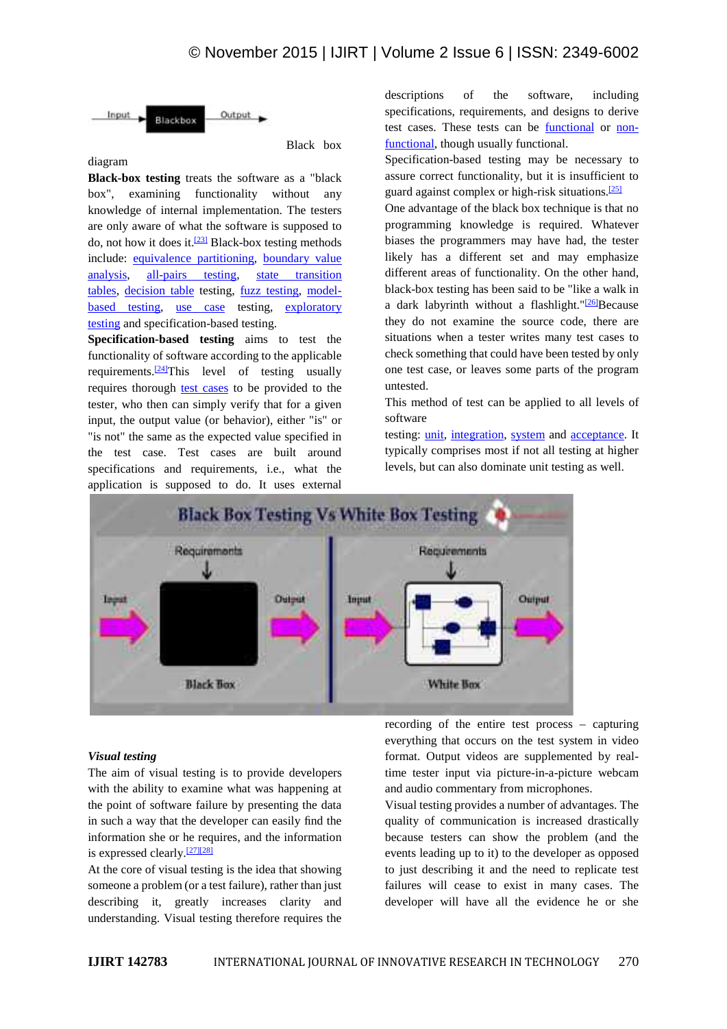Black box diagram

**Black-box testing** treats the software as a "black box", examining functionality without any knowledge of internal implementation. The testers are only aware of what the software is supposed to do, not how it does it.[23] Black-box testing methods include: equivalence partitioning, boundary value analysis, all-pairs testing, state transition tables, decision table testing, fuzz testing, model-based testing, use case testing, exploratory testing and specification-based testing.

**Specification-based testing** aims to test the functionality of software according to the applicable requirements.[24]This level of testing usually requires thorough test cases to be provided to the tester, who then can simply verify that for a given input, the output value (or behavior), either "is" or "is not" the same as the expected value specified in the test case. Test cases are built around specifications and requirements, i.e., what the application is supposed to do. It uses external descriptions of the software, including specifications, requirements, and designs to derive test cases. These tests can be functional or non-functional, though usually functional.

Specification-based testing may be necessary to assure correct functionality, but it is insufficient to guard against complex or high-risk situations.[25]

One advantage of the black box technique is that no programming knowledge is required. Whatever biases the programmers may have had, the tester likely has a different set and may emphasize different areas of functionality. On the other hand, black-box testing has been said to be "like a walk in a dark labyrinth without a flashlight."[26]Because they do not examine the source code, there are situations when a tester writes many test cases to check something that could have been tested by only one test case, or leaves some parts of the program untested.

This method of test can be applied to all levels of software

testing: unit, integration, system and acceptance. It typically comprises most if not all testing at higher levels, but can also dominate unit testing as well.

### *Visual testing*

The aim of visual testing is to provide developers with the ability to examine what was happening at the point of software failure by presenting the data in such a way that the developer can easily find the information she or he requires, and the information is expressed clearly.[27][28]

At the core of visual testing is the idea that showing someone a problem (or a test failure), rather than just describing it, greatly increases clarity and understanding. Visual testing therefore requires the recording of the entire test process – capturing everything that occurs on the test system in video format. Output videos are supplemented by real-time tester input via picture-in-a-picture webcam and audio commentary from microphones.

Visual testing provides a number of advantages. The quality of communication is increased drastically because testers can show the problem (and the events leading up to it) to the developer as opposed to just describing it and the need to replicate test failures will cease to exist in many cases. The developer will have all the evidence he or she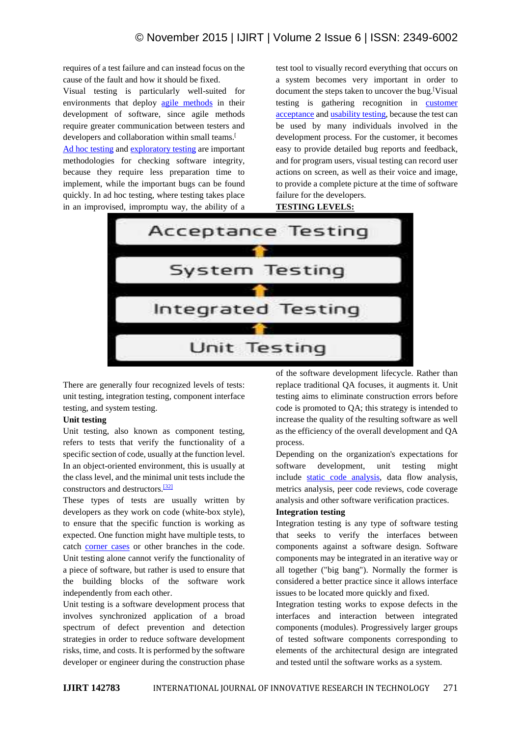requires of a test failure and can instead focus on the cause of the fault and how it should be fixed.

Visual testing is particularly well-suited for environments that deploy agile methods in their development of software, since agile methods require greater communication between testers and developers and collaboration within small teams.[

Ad hoc testing and exploratory testing are important methodologies for checking software integrity, because they require less preparation time to implement, while the important bugs can be found quickly. In ad hoc testing, where testing takes place in an improvised, impromptu way, the ability of a test tool to visually record everything that occurs on a system becomes very important in order to document the steps taken to uncover the bug.[Visual testing is gathering recognition in customer acceptance and usability testing, because the test can be used by many individuals involved in the development process. For the customer, it becomes easy to provide detailed bug reports and feedback, and for program users, visual testing can record user actions on screen, as well as their voice and image, to provide a complete picture at the time of software failure for the developers.

**TESTING LEVELS:**

Acceptance Testing
↑
System Testing
↑
Integrated Testing
↑
Unit Testing

There are generally four recognized levels of tests: unit testing, integration testing, component interface testing, and system testing.

**Unit testing**

Unit testing, also known as component testing, refers to tests that verify the functionality of a specific section of code, usually at the function level. In an object-oriented environment, this is usually at the class level, and the minimal unit tests include the constructors and destructors.[32]

These types of tests are usually written by developers as they work on code (white-box style), to ensure that the specific function is working as expected. One function might have multiple tests, to catch corner cases or other branches in the code. Unit testing alone cannot verify the functionality of a piece of software, but rather is used to ensure that the building blocks of the software work independently from each other.

Unit testing is a software development process that involves synchronized application of a broad spectrum of defect prevention and detection strategies in order to reduce software development risks, time, and costs. It is performed by the software developer or engineer during the construction phase of the software development lifecycle. Rather than replace traditional QA focuses, it augments it. Unit testing aims to eliminate construction errors before code is promoted to QA; this strategy is intended to increase the quality of the resulting software as well as the efficiency of the overall development and QA process.

Depending on the organization's expectations for software development, unit testing might include static code analysis, data flow analysis, metrics analysis, peer code reviews, code coverage analysis and other software verification practices.

**Integration testing**

Integration testing is any type of software testing that seeks to verify the interfaces between components against a software design. Software components may be integrated in an iterative way or all together ("big bang"). Normally the former is considered a better practice since it allows interface issues to be located more quickly and fixed.

Integration testing works to expose defects in the interfaces and interaction between integrated components (modules). Progressively larger groups of tested software components corresponding to elements of the architectural design are integrated and tested until the software works as a system.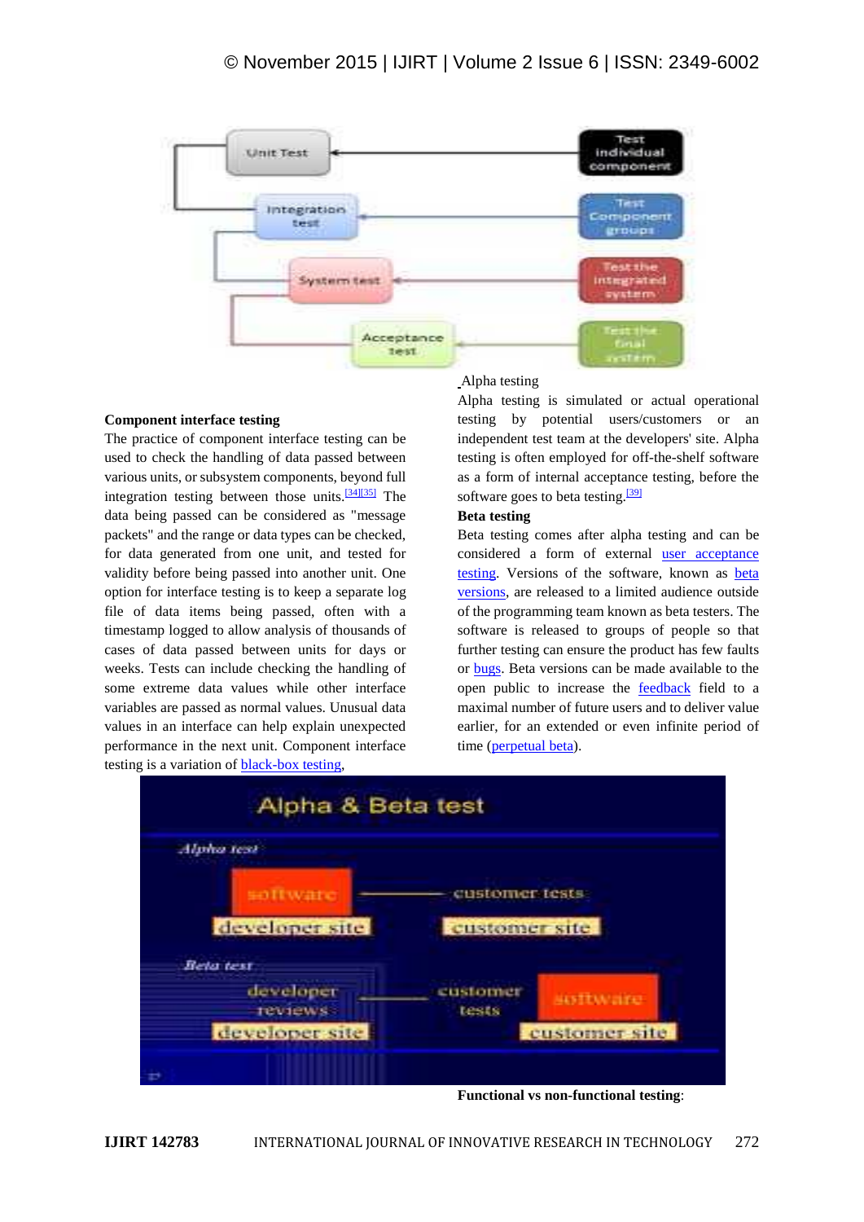**Component interface testing**

The practice of component interface testing can be used to check the handling of data passed between various units, or subsystem components, beyond full integration testing between those units.[34][35] The data being passed can be considered as "message packets" and the range or data types can be checked, for data generated from one unit, and tested for validity before being passed into another unit. One option for interface testing is to keep a separate log file of data items being passed, often with a timestamp logged to allow analysis of thousands of cases of data passed between units for days or weeks. Tests can include checking the handling of some extreme data values while other interface variables are passed as normal values. Unusual data values in an interface can help explain unexpected performance in the next unit. Component interface testing is a variation of black-box testing,

Alpha testing

Alpha testing is simulated or actual operational testing by potential users/customers or an independent test team at the developers' site. Alpha testing is often employed for off-the-shelf software as a form of internal acceptance testing, before the software goes to beta testing.[39]

**Beta testing**

Beta testing comes after alpha testing and can be considered a form of external user acceptance testing. Versions of the software, known as beta versions, are released to a limited audience outside of the programming team known as beta testers. The software is released to groups of people so that further testing can ensure the product has few faults or bugs. Beta versions can be made available to the open public to increase the feedback field to a maximal number of future users and to deliver value earlier, for an extended or even infinite period of time (perpetual beta).

**Functional vs non-functional testing**: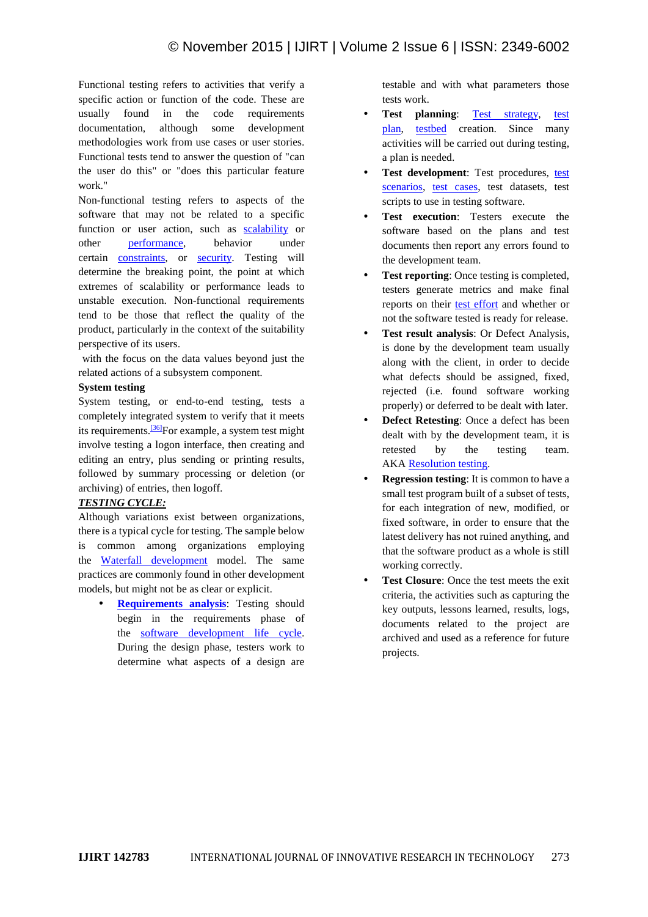Functional testing refers to activities that verify a specific action or function of the code. These are usually found in the code requirements documentation, although some development methodologies work from use cases or user stories. Functional tests tend to answer the question of "can the user do this" or "does this particular feature work."

Non-functional testing refers to aspects of the software that may not be related to a specific function or user action, such as scalability or other performance, behavior under certain constraints, or security. Testing will determine the breaking point, the point at which extremes of scalability or performance leads to unstable execution. Non-functional requirements tend to be those that reflect the quality of the product, particularly in the context of the suitability perspective of its users.

with the focus on the data values beyond just the related actions of a subsystem component.

**System testing**

System testing, or end-to-end testing, tests a completely integrated system to verify that it meets its requirements.[36]For example, a system test might involve testing a logon interface, then creating and editing an entry, plus sending or printing results, followed by summary processing or deletion (or archiving) of entries, then logoff.

***TESTING CYCLE:***

Although variations exist between organizations, there is a typical cycle for testing. The sample below is common among organizations employing the Waterfall development model. The same practices are commonly found in other development models, but might not be as clear or explicit.

- **Requirements analysis**: Testing should begin in the requirements phase of the software development life cycle. During the design phase, testers work to determine what aspects of a design are testable and with what parameters those tests work.
- **Test planning**: Test strategy, test plan, testbed creation. Since many activities will be carried out during testing, a plan is needed.
- **Test development**: Test procedures, test scenarios, test cases, test datasets, test scripts to use in testing software.
- **Test execution**: Testers execute the software based on the plans and test documents then report any errors found to the development team.
- **Test reporting**: Once testing is completed, testers generate metrics and make final reports on their test effort and whether or not the software tested is ready for release.
- **Test result analysis**: Or Defect Analysis, is done by the development team usually along with the client, in order to decide what defects should be assigned, fixed, rejected (i.e. found software working properly) or deferred to be dealt with later.
- **Defect Retesting**: Once a defect has been dealt with by the development team, it is retested by the testing team. AKA Resolution testing.
- **Regression testing**: It is common to have a small test program built of a subset of tests, for each integration of new, modified, or fixed software, in order to ensure that the latest delivery has not ruined anything, and that the software product as a whole is still working correctly.
- **Test Closure**: Once the test meets the exit criteria, the activities such as capturing the key outputs, lessons learned, results, logs, documents related to the project are archived and used as a reference for future projects.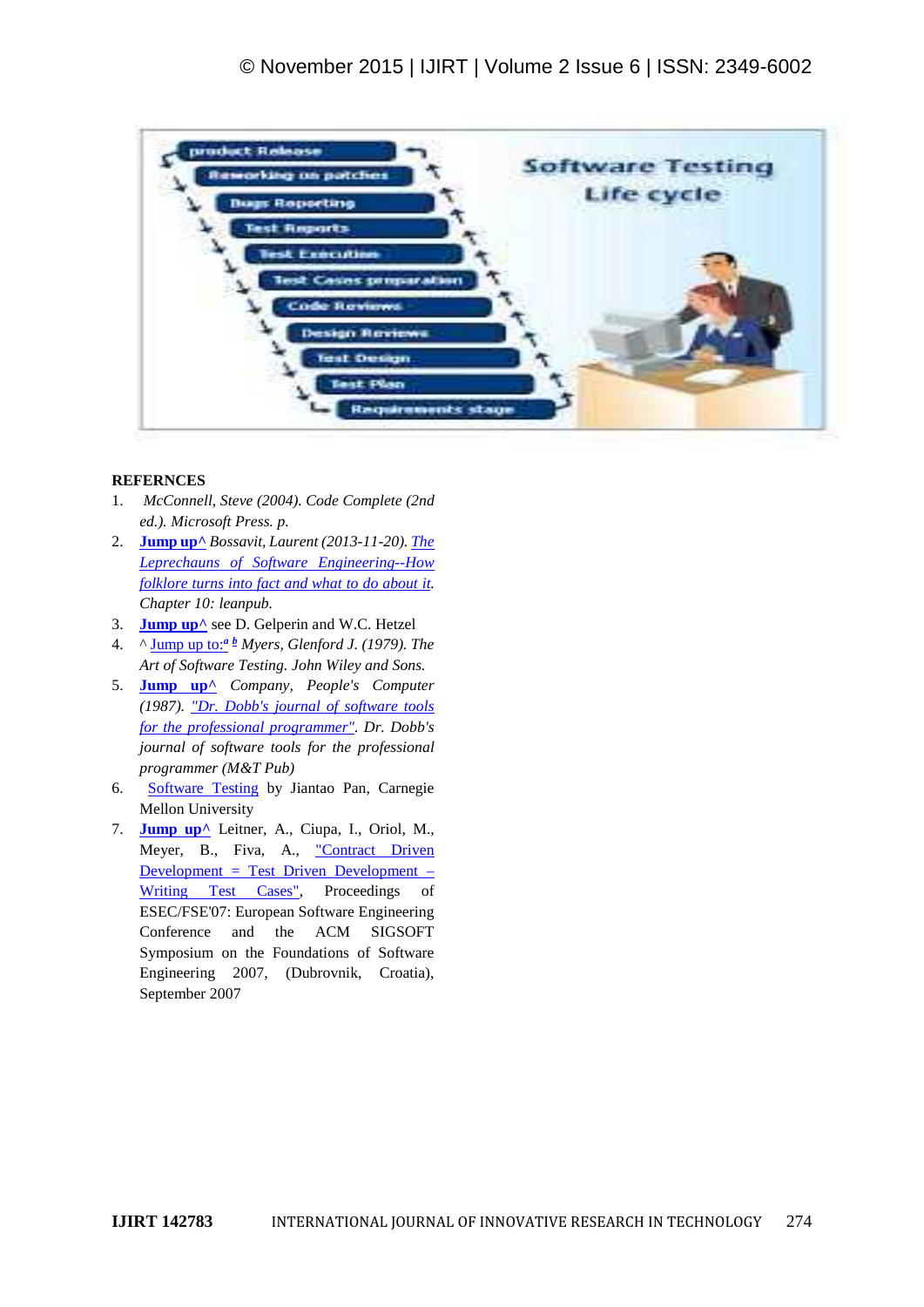## REFERNCES

1. McConnell, Steve (2004). Code Complete (2nd ed.). Microsoft Press. p.
2. **Jump up^** Bossavit, Laurent (2013-11-20). The Leprechauns of Software Engineering--How folklore turns into fact and what to do about it. Chapter 10: leanpub.
3. **Jump up^** see D. Gelperin and W.C. Hetzel
4. ^ Jump up to:[a] [b] Myers, Glenford J. (1979). The Art of Software Testing. John Wiley and Sons.
5. **Jump up^** Company, People's Computer (1987). "Dr. Dobb's journal of software tools for the professional programmer". Dr. Dobb's journal of software tools for the professional programmer (M&T Pub)
6. Software Testing by Jiantao Pan, Carnegie Mellon University
7. **Jump up^** Leitner, A., Ciupa, I., Oriol, M., Meyer, B., Fiva, A., "Contract Driven Development = Test Driven Development – Writing Test Cases", Proceedings of ESEC/FSE'07: European Software Engineering Conference and the ACM SIGSOFT Symposium on the Foundations of Software Engineering 2007, (Dubrovnik, Croatia), September 2007